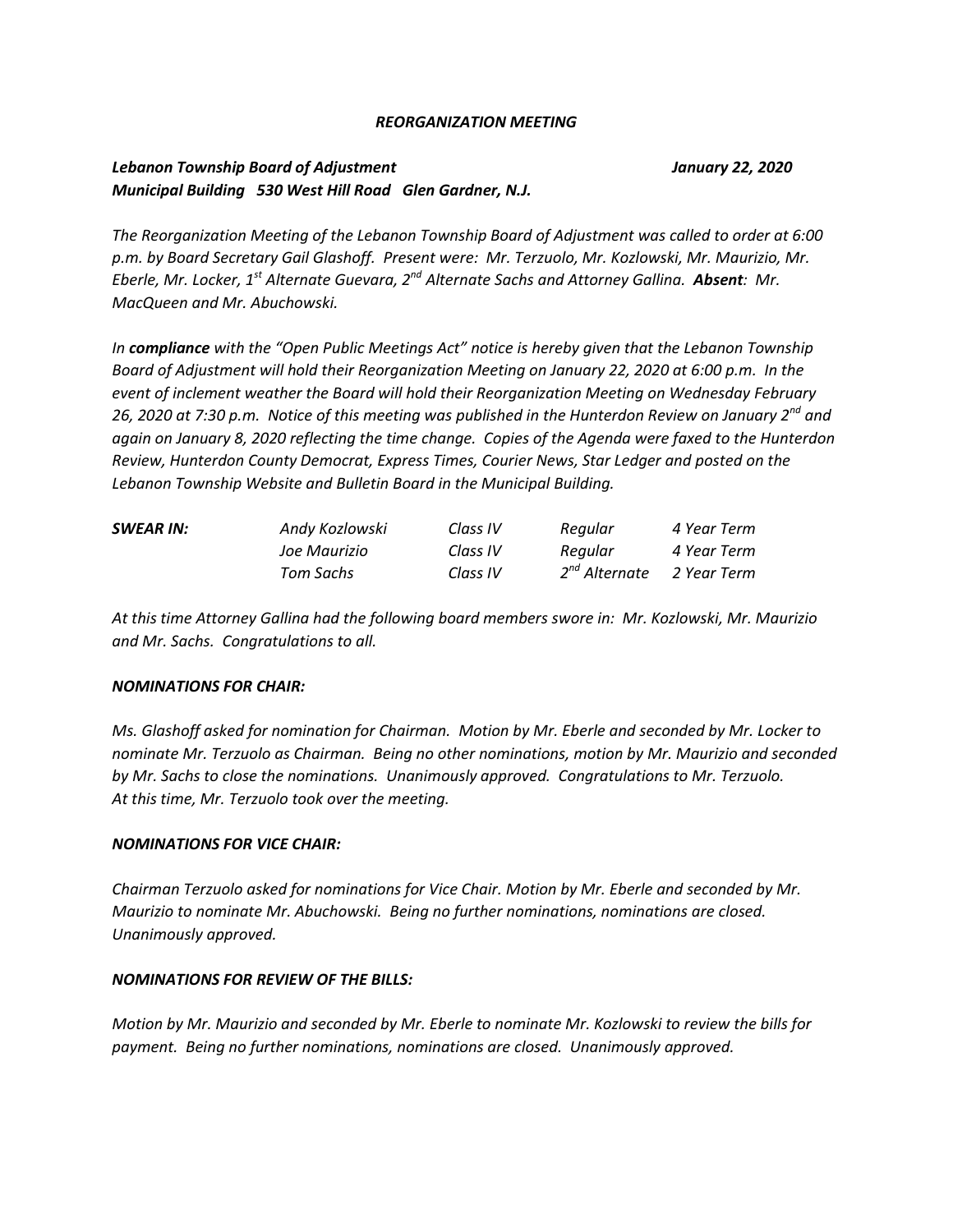***REORGANIZATION MEETING***

***Lebanon Township Board of Adjustment*** ***January 22, 2020***
***Municipal Building 530 West Hill Road Glen Gardner, N.J.***

*The Reorganization Meeting of the Lebanon Township Board of Adjustment was called to order at 6:00 p.m. by Board Secretary Gail Glashoff. Present were: Mr. Terzuolo, Mr. Kozlowski, Mr. Maurizio, Mr. Eberle, Mr. Locker, 1st Alternate Guevara, 2nd Alternate Sachs and Attorney Gallina.* ***Absent****: Mr. MacQueen and Mr. Abuchowski.*

*In* ***compliance*** *with the "Open Public Meetings Act" notice is hereby given that the Lebanon Township Board of Adjustment will hold their Reorganization Meeting on January 22, 2020 at 6:00 p.m. In the event of inclement weather the Board will hold their Reorganization Meeting on Wednesday February 26, 2020 at 7:30 p.m. Notice of this meeting was published in the Hunterdon Review on January 2nd and again on January 8, 2020 reflecting the time change. Copies of the Agenda were faxed to the Hunterdon Review, Hunterdon County Democrat, Express Times, Courier News, Star Ledger and posted on the Lebanon Township Website and Bulletin Board in the Municipal Building.*

| ***SWEAR IN:*** | *Andy Kozlowski* | *Class IV* | *Regular* | *4 Year Term* |
|---|---|---|---|---|
| | *Joe Maurizio* | *Class IV* | *Regular* | *4 Year Term* |
| | *Tom Sachs* | *Class IV* | *2nd Alternate* | *2 Year Term* |

*At this time Attorney Gallina had the following board members swore in: Mr. Kozlowski, Mr. Maurizio and Mr. Sachs. Congratulations to all.*

***NOMINATIONS FOR CHAIR:***

*Ms. Glashoff asked for nomination for Chairman. Motion by Mr. Eberle and seconded by Mr. Locker to nominate Mr. Terzuolo as Chairman. Being no other nominations, motion by Mr. Maurizio and seconded by Mr. Sachs to close the nominations. Unanimously approved. Congratulations to Mr. Terzuolo. At this time, Mr. Terzuolo took over the meeting.*

***NOMINATIONS FOR VICE CHAIR:***

*Chairman Terzuolo asked for nominations for Vice Chair. Motion by Mr. Eberle and seconded by Mr. Maurizio to nominate Mr. Abuchowski. Being no further nominations, nominations are closed. Unanimously approved.*

***NOMINATIONS FOR REVIEW OF THE BILLS:***

*Motion by Mr. Maurizio and seconded by Mr. Eberle to nominate Mr. Kozlowski to review the bills for payment. Being no further nominations, nominations are closed. Unanimously approved.*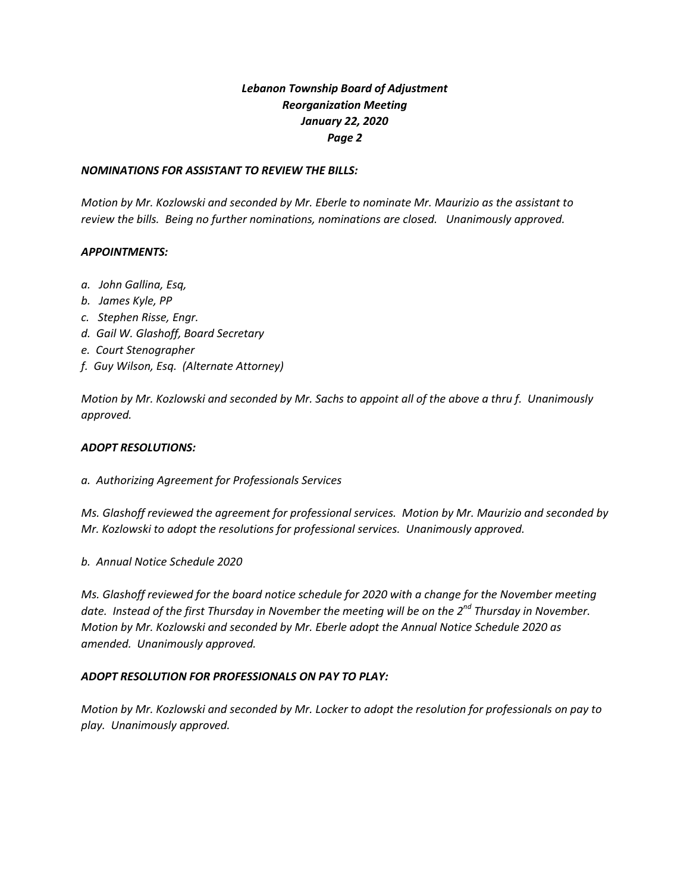*Lebanon Township Board of Adjustment*
*Reorganization Meeting*
*January 22, 2020*

***NOMINATIONS FOR ASSISTANT TO REVIEW THE BILLS:***

*Motion by Mr. Kozlowski and seconded by Mr. Eberle to nominate Mr. Maurizio as the assistant to review the bills. Being no further nominations, nominations are closed. Unanimously approved.*

***APPOINTMENTS:***

*a. John Gallina, Esq,*
*b. James Kyle, PP*
*c. Stephen Risse, Engr.*
*d. Gail W. Glashoff, Board Secretary*
*e. Court Stenographer*
*f. Guy Wilson, Esq. (Alternate Attorney)*

*Motion by Mr. Kozlowski and seconded by Mr. Sachs to appoint all of the above a thru f. Unanimously approved.*

***ADOPT RESOLUTIONS:***

*a. Authorizing Agreement for Professionals Services*

*Ms. Glashoff reviewed the agreement for professional services. Motion by Mr. Maurizio and seconded by Mr. Kozlowski to adopt the resolutions for professional services. Unanimously approved.*

*b. Annual Notice Schedule 2020*

*Ms. Glashoff reviewed for the board notice schedule for 2020 with a change for the November meeting date. Instead of the first Thursday in November the meeting will be on the 2nd Thursday in November. Motion by Mr. Kozlowski and seconded by Mr. Eberle adopt the Annual Notice Schedule 2020 as amended. Unanimously approved.*

***ADOPT RESOLUTION FOR PROFESSIONALS ON PAY TO PLAY:***

*Motion by Mr. Kozlowski and seconded by Mr. Locker to adopt the resolution for professionals on pay to play. Unanimously approved.*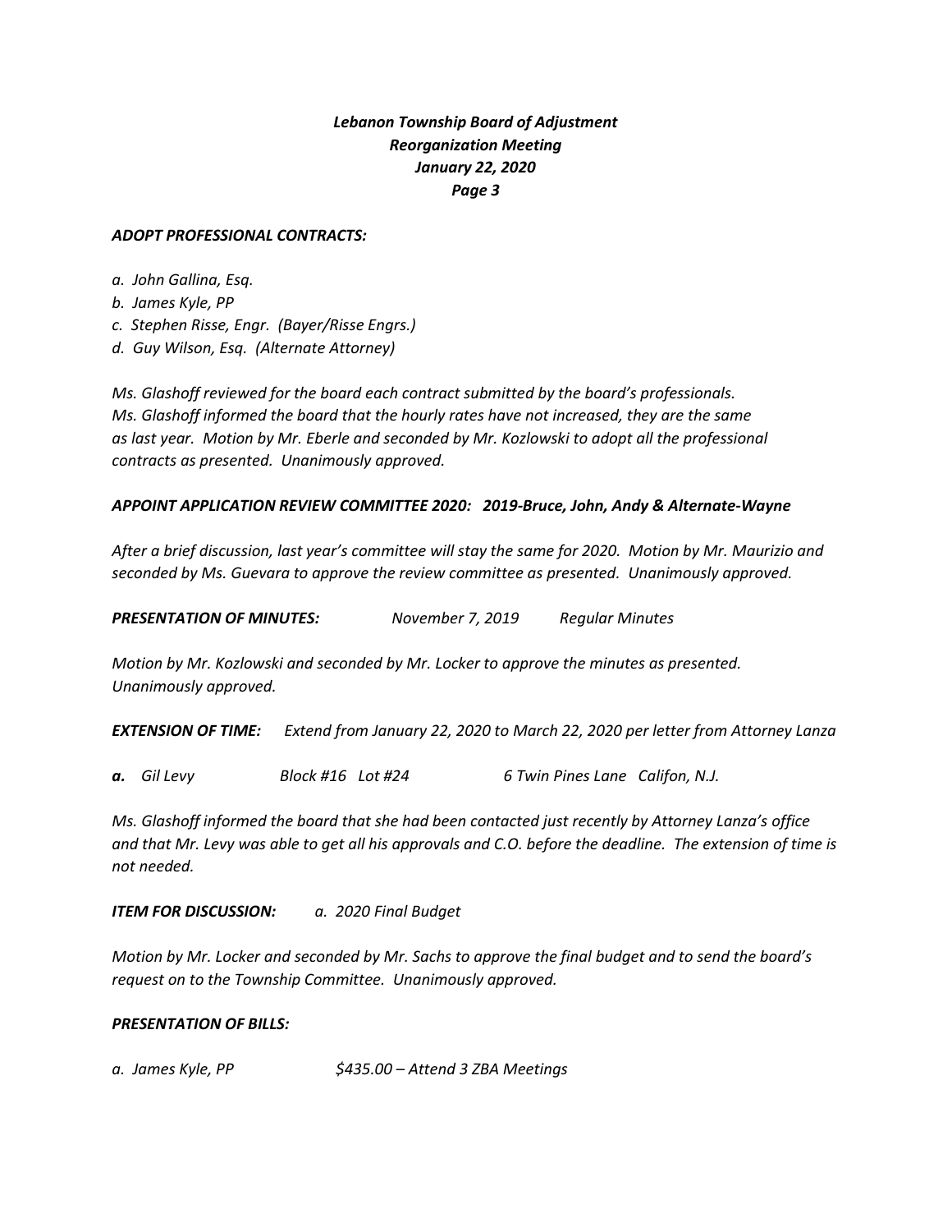***ADOPT PROFESSIONAL CONTRACTS:***

*a. John Gallina, Esq.*
*b. James Kyle, PP*
*c. Stephen Risse, Engr. (Bayer/Risse Engrs.)*
*d. Guy Wilson, Esq. (Alternate Attorney)*

*Ms. Glashoff reviewed for the board each contract submitted by the board's professionals. Ms. Glashoff informed the board that the hourly rates have not increased, they are the same as last year. Motion by Mr. Eberle and seconded by Mr. Kozlowski to adopt all the professional contracts as presented. Unanimously approved.*

***APPOINT APPLICATION REVIEW COMMITTEE 2020: 2019-Bruce, John, Andy & Alternate-Wayne***

*After a brief discussion, last year's committee will stay the same for 2020. Motion by Mr. Maurizio and seconded by Ms. Guevara to approve the review committee as presented. Unanimously approved.*

***PRESENTATION OF MINUTES:*** *November 7, 2019 Regular Minutes*

*Motion by Mr. Kozlowski and seconded by Mr. Locker to approve the minutes as presented. Unanimously approved.*

***EXTENSION OF TIME:*** *Extend from January 22, 2020 to March 22, 2020 per letter from Attorney Lanza*

***a.*** *Gil Levy Block #16 Lot #24 6 Twin Pines Lane Califon, N.J.*

*Ms. Glashoff informed the board that she had been contacted just recently by Attorney Lanza's office and that Mr. Levy was able to get all his approvals and C.O. before the deadline. The extension of time is not needed.*

***ITEM FOR DISCUSSION:*** *a. 2020 Final Budget*

*Motion by Mr. Locker and seconded by Mr. Sachs to approve the final budget and to send the board's request on to the Township Committee. Unanimously approved.*

***PRESENTATION OF BILLS:***

*a. James Kyle, PP $435.00 – Attend 3 ZBA Meetings*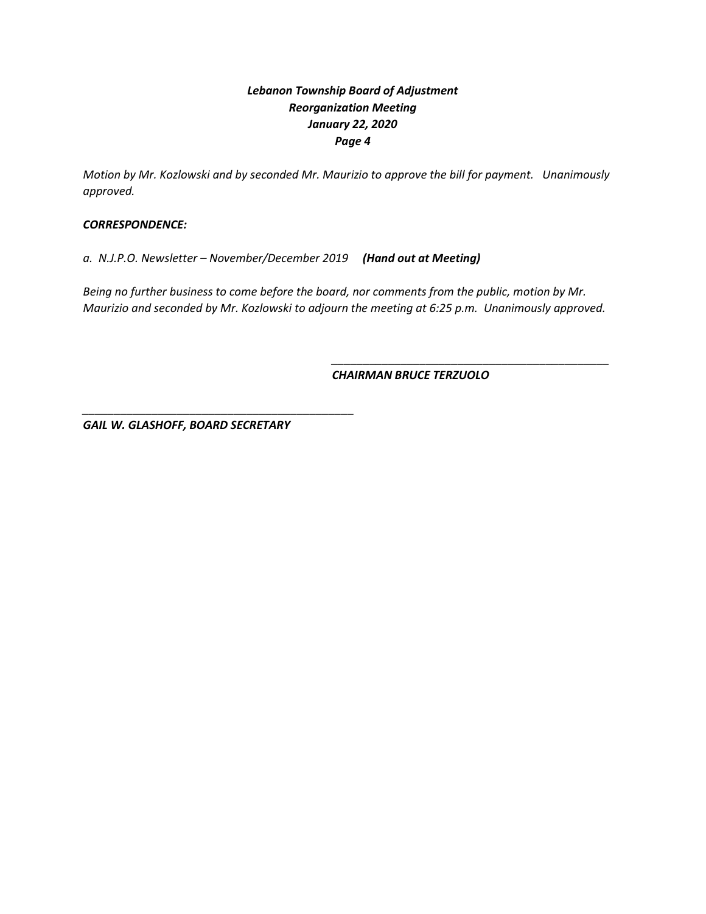*Motion by Mr. Kozlowski and by seconded Mr. Maurizio to approve the bill for payment. Unanimously approved.*

***CORRESPONDENCE:***

*a. N.J.P.O. Newsletter – November/December 2019* ***(Hand out at Meeting)***

*Being no further business to come before the board, nor comments from the public, motion by Mr. Maurizio and seconded by Mr. Kozlowski to adjourn the meeting at 6:25 p.m. Unanimously approved.*

_______________________________________________
***CHAIRMAN BRUCE TERZUOLO***

_______________________________________________
***GAIL W. GLASHOFF, BOARD SECRETARY***